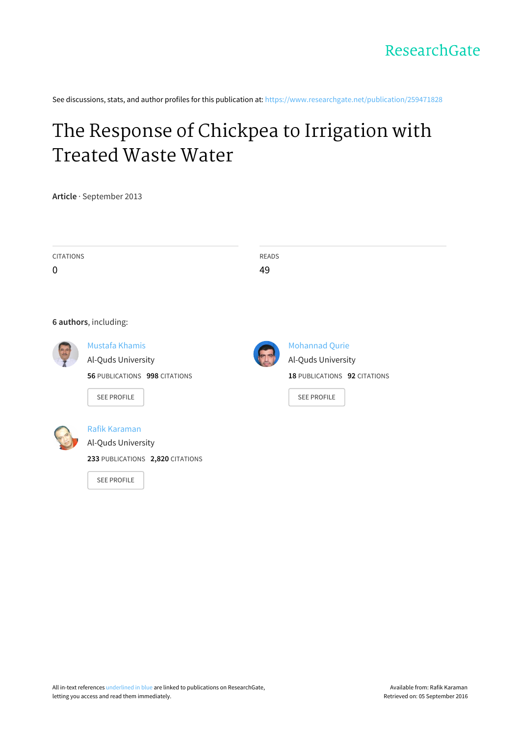ResearchGate

See discussions, stats, and author profiles for this publication at: https://www.researchgate.net/publication/259471828

# The Response of Chickpea to Irrigation with Treated Waste Water

**Article** · September 2013

CITATIONS
0

READS
49

**6 authors**, including:

Mustafa Khamis
Al-Quds University
**56** PUBLICATIONS **998** CITATIONS

SEE PROFILE

Mohannad Qurie
Al-Quds University
**18** PUBLICATIONS **92** CITATIONS

SEE PROFILE

Rafik Karaman
Al-Quds University
**233** PUBLICATIONS **2,820** CITATIONS

SEE PROFILE

All in-text references underlined in blue are linked to publications on ResearchGate, letting you access and read them immediately.

Available from: Rafik Karaman
Retrieved on: 05 September 2016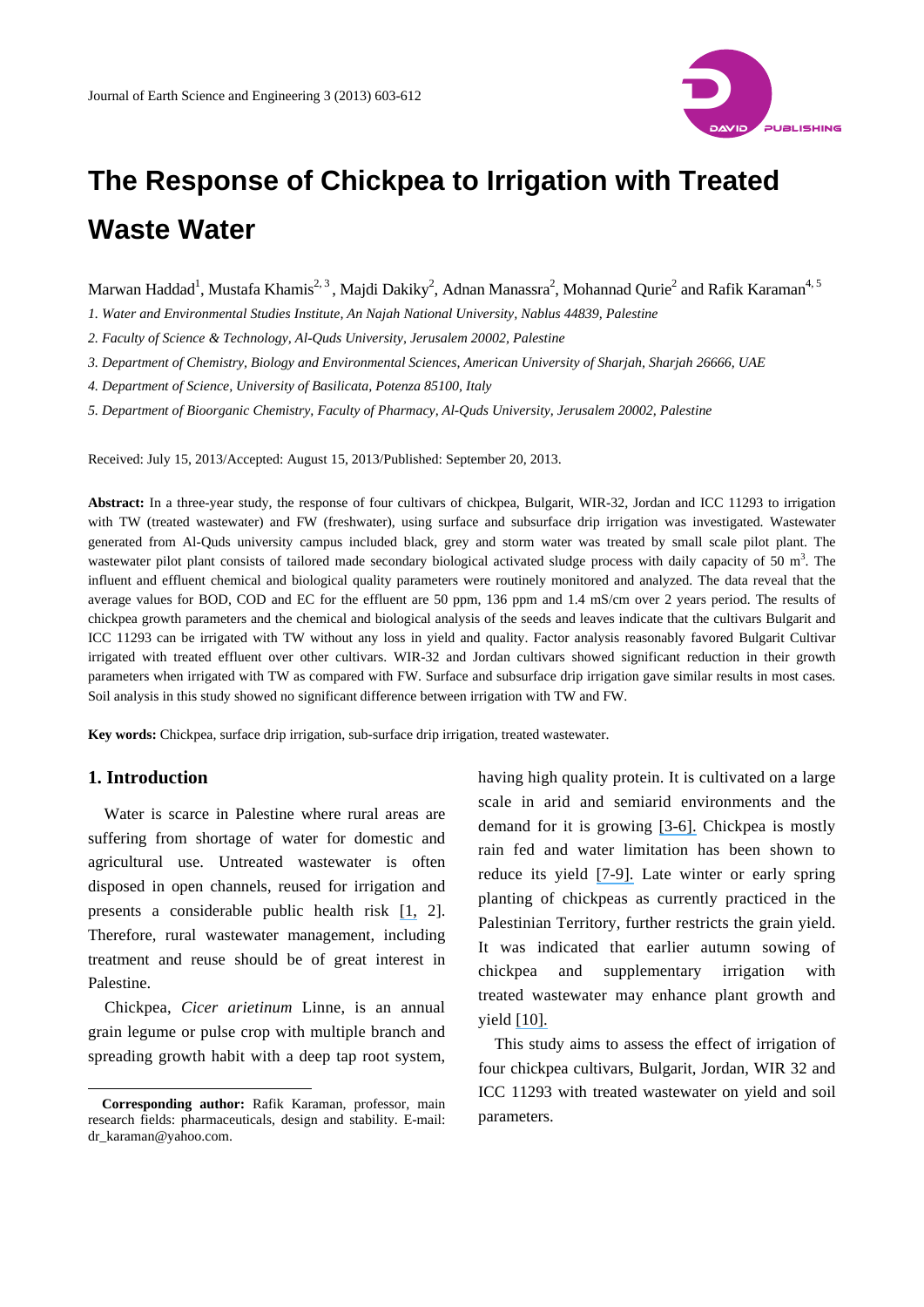# The Response of Chickpea to Irrigation with Treated Waste Water

Marwan Haddad[1], Mustafa Khamis[2, 3], Majdi Dakiky[2], Adnan Manassra[2], Mohannad Qurie[2] and Rafik Karaman[4, 5]

*1. Water and Environmental Studies Institute, An Najah National University, Nablus 44839, Palestine*

*2. Faculty of Science & Technology, Al-Quds University, Jerusalem 20002, Palestine*

*3. Department of Chemistry, Biology and Environmental Sciences, American University of Sharjah, Sharjah 26666, UAE*

*4. Department of Science, University of Basilicata, Potenza 85100, Italy*

*5. Department of Bioorganic Chemistry, Faculty of Pharmacy, Al-Quds University, Jerusalem 20002, Palestine*

Received: July 15, 2013/Accepted: August 15, 2013/Published: September 20, 2013.

**Abstract:** In a three-year study, the response of four cultivars of chickpea, Bulgarit, WIR-32, Jordan and ICC 11293 to irrigation with TW (treated wastewater) and FW (freshwater), using surface and subsurface drip irrigation was investigated. Wastewater generated from Al-Quds university campus included black, grey and storm water was treated by small scale pilot plant. The wastewater pilot plant consists of tailored made secondary biological activated sludge process with daily capacity of 50 $m^3$. The influent and effluent chemical and biological quality parameters were routinely monitored and analyzed. The data reveal that the average values for BOD, COD and EC for the effluent are 50 ppm, 136 ppm and 1.4 mS/cm over 2 years period. The results of chickpea growth parameters and the chemical and biological analysis of the seeds and leaves indicate that the cultivars Bulgarit and ICC 11293 can be irrigated with TW without any loss in yield and quality. Factor analysis reasonably favored Bulgarit Cultivar irrigated with treated effluent over other cultivars. WIR-32 and Jordan cultivars showed significant reduction in their growth parameters when irrigated with TW as compared with FW. Surface and subsurface drip irrigation gave similar results in most cases. Soil analysis in this study showed no significant difference between irrigation with TW and FW.

**Key words:** Chickpea, surface drip irrigation, sub-surface drip irrigation, treated wastewater.

## 1. Introduction

Water is scarce in Palestine where rural areas are suffering from shortage of water for domestic and agricultural use. Untreated wastewater is often disposed in open channels, reused for irrigation and presents a considerable public health risk [1, 2]. Therefore, rural wastewater management, including treatment and reuse should be of great interest in Palestine.

Chickpea, *Cicer arietinum* Linne, is an annual grain legume or pulse crop with multiple branch and spreading growth habit with a deep tap root system, having high quality protein. It is cultivated on a large scale in arid and semiarid environments and the demand for it is growing [3-6]. Chickpea is mostly rain fed and water limitation has been shown to reduce its yield [7-9]. Late winter or early spring planting of chickpeas as currently practiced in the Palestinian Territory, further restricts the grain yield. It was indicated that earlier autumn sowing of chickpea and supplementary irrigation with treated wastewater may enhance plant growth and yield [10].

This study aims to assess the effect of irrigation of four chickpea cultivars, Bulgarit, Jordan, WIR 32 and ICC 11293 with treated wastewater on yield and soil parameters.

**Corresponding author:** Rafik Karaman, professor, main research fields: pharmaceuticals, design and stability. E-mail: dr_karaman@yahoo.com.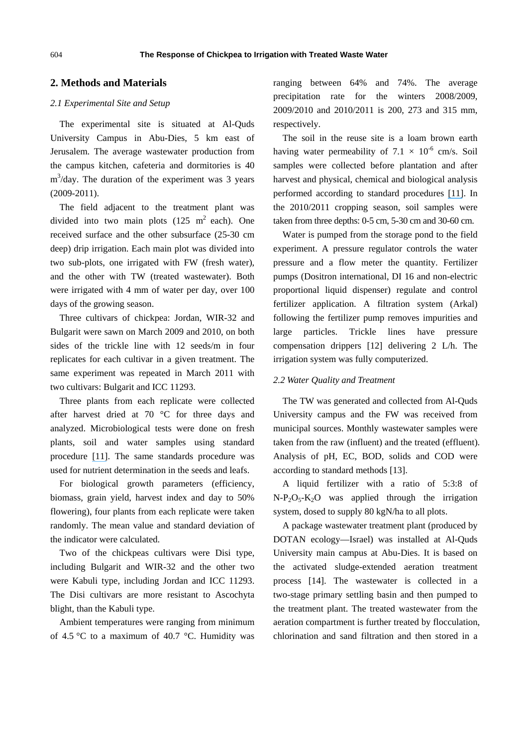## 2. Methods and Materials

### 2.1 Experimental Site and Setup

The experimental site is situated at Al-Quds University Campus in Abu-Dies, 5 km east of Jerusalem. The average wastewater production from the campus kitchen, cafeteria and dormitories is 40 $m^3$/day. The duration of the experiment was 3 years (2009-2011).

The field adjacent to the treatment plant was divided into two main plots (125 $m^2$ each). One received surface and the other subsurface (25-30 cm deep) drip irrigation. Each main plot was divided into two sub-plots, one irrigated with FW (fresh water), and the other with TW (treated wastewater). Both were irrigated with 4 mm of water per day, over 100 days of the growing season.

Three cultivars of chickpea: Jordan, WIR-32 and Bulgarit were sawn on March 2009 and 2010, on both sides of the trickle line with 12 seeds/m in four replicates for each cultivar in a given treatment. The same experiment was repeated in March 2011 with two cultivars: Bulgarit and ICC 11293.

Three plants from each replicate were collected after harvest dried at 70 °C for three days and analyzed. Microbiological tests were done on fresh plants, soil and water samples using standard procedure [11]. The same standards procedure was used for nutrient determination in the seeds and leafs.

For biological growth parameters (efficiency, biomass, grain yield, harvest index and day to 50% flowering), four plants from each replicate were taken randomly. The mean value and standard deviation of the indicator were calculated.

Two of the chickpeas cultivars were Disi type, including Bulgarit and WIR-32 and the other two were Kabuli type, including Jordan and ICC 11293. The Disi cultivars are more resistant to Ascochyta blight, than the Kabuli type.

Ambient temperatures were ranging from minimum of 4.5 °C to a maximum of 40.7 °C. Humidity was ranging between 64% and 74%. The average precipitation rate for the winters 2008/2009, 2009/2010 and 2010/2011 is 200, 273 and 315 mm, respectively.

The soil in the reuse site is a loam brown earth having water permeability of $7.1 \times 10^{-6}$ cm/s. Soil samples were collected before plantation and after harvest and physical, chemical and biological analysis performed according to standard procedures [11]. In the 2010/2011 cropping season, soil samples were taken from three depths: 0-5 cm, 5-30 cm and 30-60 cm.

Water is pumped from the storage pond to the field experiment. A pressure regulator controls the water pressure and a flow meter the quantity. Fertilizer pumps (Dositron international, DI 16 and non-electric proportional liquid dispenser) regulate and control fertilizer application. A filtration system (Arkal) following the fertilizer pump removes impurities and large particles. Trickle lines have pressure compensation drippers [12] delivering 2 L/h. The irrigation system was fully computerized.

### 2.2 Water Quality and Treatment

The TW was generated and collected from Al-Quds University campus and the FW was received from municipal sources. Monthly wastewater samples were taken from the raw (influent) and the treated (effluent). Analysis of pH, EC, BOD, solids and COD were according to standard methods [13].

A liquid fertilizer with a ratio of 5:3:8 of N-$P_2O_5$-$K_2O$ was applied through the irrigation system, dosed to supply 80 kgN/ha to all plots.

A package wastewater treatment plant (produced by DOTAN ecology—Israel) was installed at Al-Quds University main campus at Abu-Dies. It is based on the activated sludge-extended aeration treatment process [14]. The wastewater is collected in a two-stage primary settling basin and then pumped to the treatment plant. The treated wastewater from the aeration compartment is further treated by flocculation, chlorination and sand filtration and then stored in a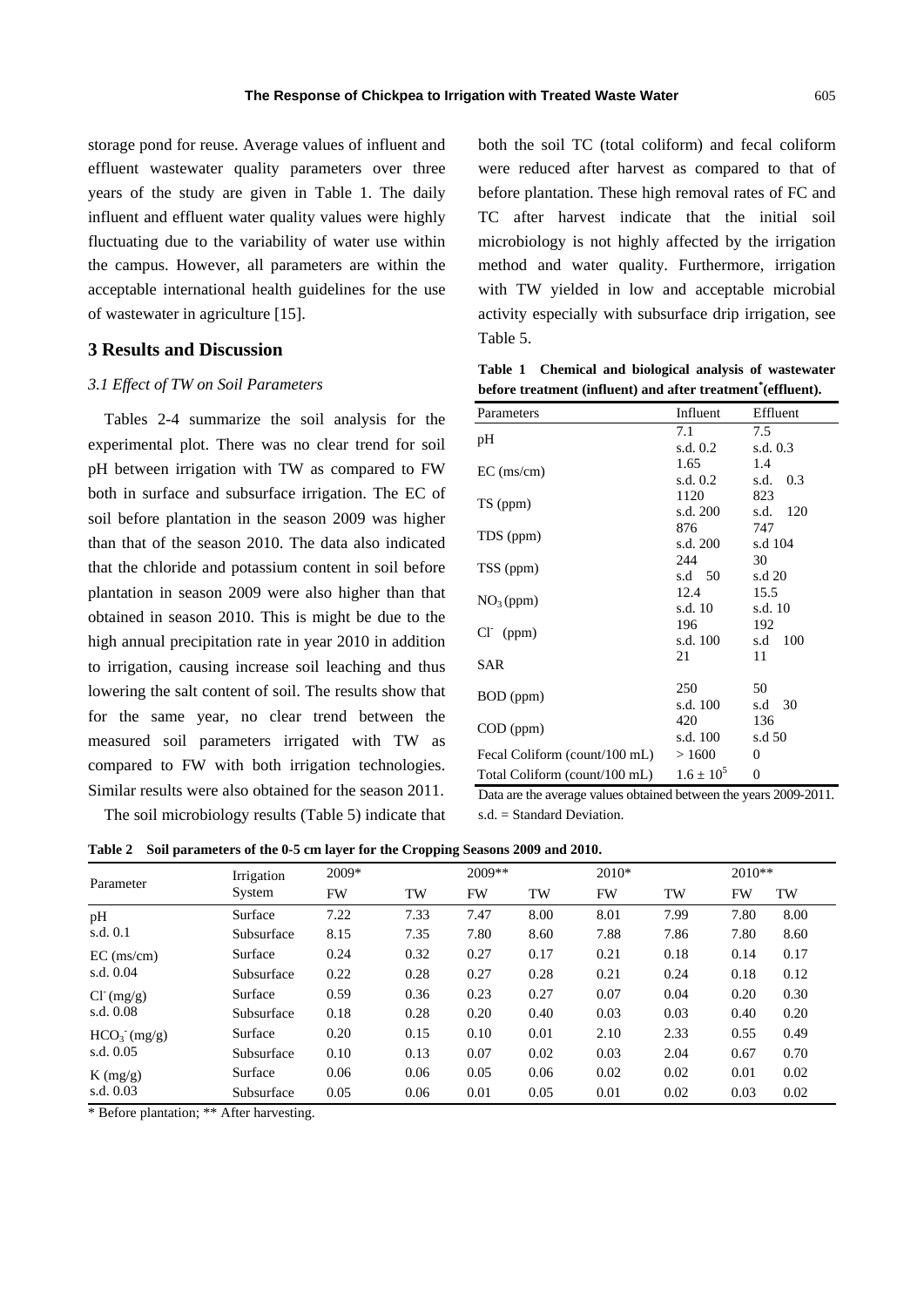storage pond for reuse. Average values of influent and effluent wastewater quality parameters over three years of the study are given in Table 1. The daily influent and effluent water quality values were highly fluctuating due to the variability of water use within the campus. However, all parameters are within the acceptable international health guidelines for the use of wastewater in agriculture [15].

## 3 Results and Discussion

### *3.1 Effect of TW on Soil Parameters*

Tables 2-4 summarize the soil analysis for the experimental plot. There was no clear trend for soil pH between irrigation with TW as compared to FW both in surface and subsurface irrigation. The EC of soil before plantation in the season 2009 was higher than that of the season 2010. The data also indicated that the chloride and potassium content in soil before plantation in season 2009 were also higher than that obtained in season 2010. This is might be due to the high annual precipitation rate in year 2010 in addition to irrigation, causing increase soil leaching and thus lowering the salt content of soil. The results show that for the same year, no clear trend between the measured soil parameters irrigated with TW as compared to FW with both irrigation technologies. Similar results were also obtained for the season 2011.

The soil microbiology results (Table 5) indicate that both the soil TC (total coliform) and fecal coliform were reduced after harvest as compared to that of before plantation. These high removal rates of FC and TC after harvest indicate that the initial soil microbiology is not highly affected by the irrigation method and water quality. Furthermore, irrigation with TW yielded in low and acceptable microbial activity especially with subsurface drip irrigation, see Table 5.

**Table 1 Chemical and biological analysis of wastewater before treatment (influent) and after treatment[*] (effluent).**

| Parameters | Influent | Effluent |
|---|---|---|
| pH | 7.1<br>s.d. 0.2 | 7.5<br>s.d. 0.3 |
| EC (ms/cm) | 1.65<br>s.d. 0.2 | 1.4<br>s.d. 0.3 |
| TS (ppm) | 1120<br>s.d. 200 | 823<br>s.d. 120 |
| TDS (ppm) | 876<br>s.d. 200 | 747<br>s.d 104 |
| TSS (ppm) | 244<br>s.d 50 | 30<br>s.d 20 |
| $NO_3$ (ppm) | 12.4<br>s.d. 10 | 15.5<br>s.d. 10 |
| $Cl^-$ (ppm) | 196<br>s.d. 100 | 192<br>s.d 100 |
| SAR | 21 | 11 |
| BOD (ppm) | 250<br>s.d. 100 | 50<br>s.d 30 |
| COD (ppm) | 420<br>s.d. 100 | 136<br>s.d 50 |
| Fecal Coliform (count/100 mL) | > 1600 | 0 |
| Total Coliform (count/100 mL) | $1.6 \pm 10^5$ | 0 |

Data are the average values obtained between the years 2009-2011.
s.d. = Standard Deviation.

**Table 2 Soil parameters of the 0-5 cm layer for the Cropping Seasons 2009 and 2010.**

| Parameter | Irrigation System | 2009* | | 2009** | | 2010* | | 2010** | |
|---|---|---|---|---|---|---|---|---|---|
| | | FW | TW | FW | TW | FW | TW | FW | TW |
| pH<br>s.d. 0.1 | Surface | 7.22 | 7.33 | 7.47 | 8.00 | 8.01 | 7.99 | 7.80 | 8.00 |
| | Subsurface | 8.15 | 7.35 | 7.80 | 8.60 | 7.88 | 7.86 | 7.80 | 8.60 |
| EC (ms/cm)<br>s.d. 0.04 | Surface | 0.24 | 0.32 | 0.27 | 0.17 | 0.21 | 0.18 | 0.14 | 0.17 |
| | Subsurface | 0.22 | 0.28 | 0.27 | 0.28 | 0.21 | 0.24 | 0.18 | 0.12 |
| $Cl^-$ (mg/g)<br>s.d. 0.08 | Surface | 0.59 | 0.36 | 0.23 | 0.27 | 0.07 | 0.04 | 0.20 | 0.30 |
| | Subsurface | 0.18 | 0.28 | 0.20 | 0.40 | 0.03 | 0.03 | 0.40 | 0.20 |
| $HCO_3^-$ (mg/g)<br>s.d. 0.05 | Surface | 0.20 | 0.15 | 0.10 | 0.01 | 2.10 | 2.33 | 0.55 | 0.49 |
| | Subsurface | 0.10 | 0.13 | 0.07 | 0.02 | 0.03 | 2.04 | 0.67 | 0.70 |
| K (mg/g)<br>s.d. 0.03 | Surface | 0.06 | 0.06 | 0.05 | 0.06 | 0.02 | 0.02 | 0.01 | 0.02 |
| | Subsurface | 0.05 | 0.06 | 0.01 | 0.05 | 0.01 | 0.02 | 0.03 | 0.02 |

\* Before plantation; ** After harvesting.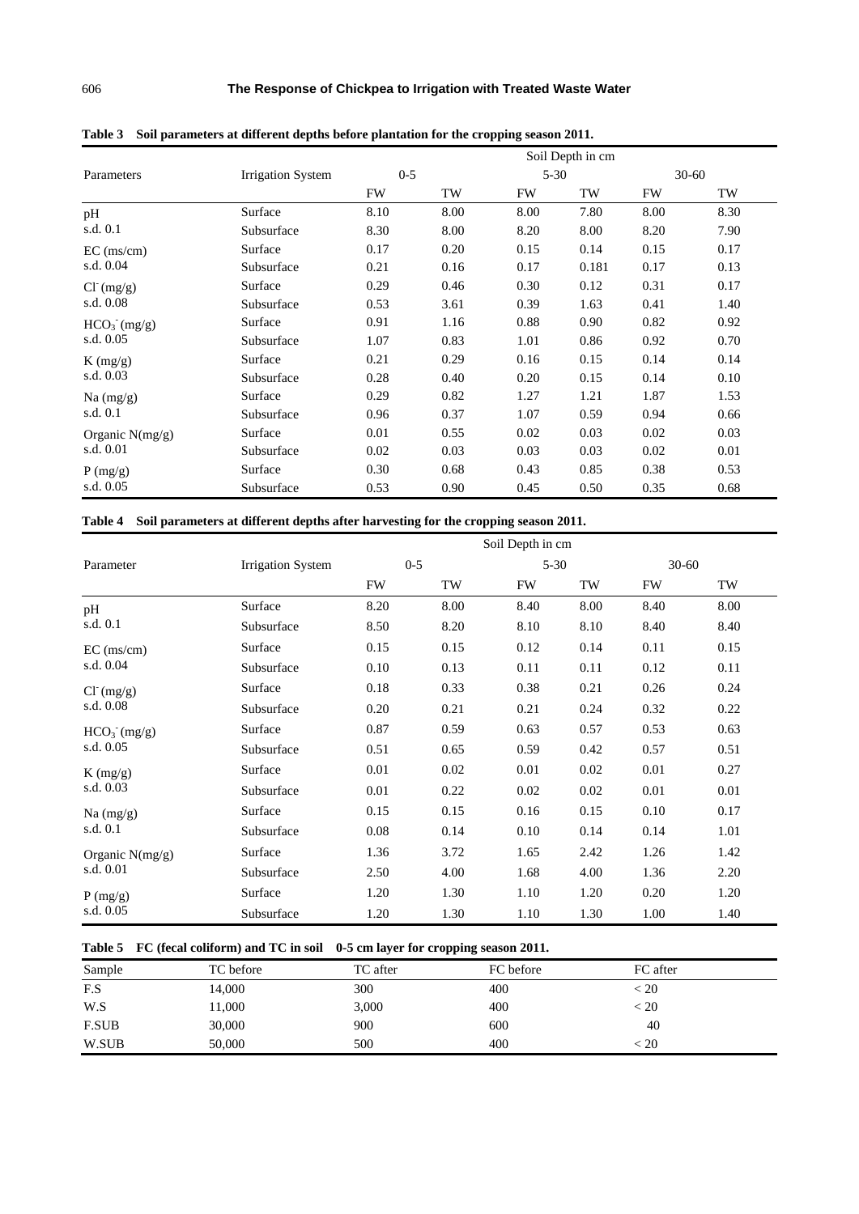**Table 3 Soil parameters at different depths before plantation for the cropping season 2011.**

| Parameters | Irrigation System | Soil Depth in cm | | | | | |
|---|---|---|---|---|---|---|---|
| | | 0-5 | | 5-30 | | 30-60 | |
| | | FW | TW | FW | TW | FW | TW |
| pH s.d. 0.1 | Surface | 8.10 | 8.00 | 8.00 | 7.80 | 8.00 | 8.30 |
| | Subsurface | 8.30 | 8.00 | 8.20 | 8.00 | 8.20 | 7.90 |
| EC (ms/cm) s.d. 0.04 | Surface | 0.17 | 0.20 | 0.15 | 0.14 | 0.15 | 0.17 |
| | Subsurface | 0.21 | 0.16 | 0.17 | 0.181 | 0.17 | 0.13 |
| $Cl^-$ (mg/g) s.d. 0.08 | Surface | 0.29 | 0.46 | 0.30 | 0.12 | 0.31 | 0.17 |
| | Subsurface | 0.53 | 3.61 | 0.39 | 1.63 | 0.41 | 1.40 |
| $HCO_3^-$ (mg/g) s.d. 0.05 | Surface | 0.91 | 1.16 | 0.88 | 0.90 | 0.82 | 0.92 |
| | Subsurface | 1.07 | 0.83 | 1.01 | 0.86 | 0.92 | 0.70 |
| K (mg/g) s.d. 0.03 | Surface | 0.21 | 0.29 | 0.16 | 0.15 | 0.14 | 0.14 |
| | Subsurface | 0.28 | 0.40 | 0.20 | 0.15 | 0.14 | 0.10 |
| Na (mg/g) s.d. 0.1 | Surface | 0.29 | 0.82 | 1.27 | 1.21 | 1.87 | 1.53 |
| | Subsurface | 0.96 | 0.37 | 1.07 | 0.59 | 0.94 | 0.66 |
| Organic N(mg/g) s.d. 0.01 | Surface | 0.01 | 0.55 | 0.02 | 0.03 | 0.02 | 0.03 |
| | Subsurface | 0.02 | 0.03 | 0.03 | 0.03 | 0.02 | 0.01 |
| P (mg/g) s.d. 0.05 | Surface | 0.30 | 0.68 | 0.43 | 0.85 | 0.38 | 0.53 |
| | Subsurface | 0.53 | 0.90 | 0.45 | 0.50 | 0.35 | 0.68 |

**Table 4 Soil parameters at different depths after harvesting for the cropping season 2011.**

| Parameter | Irrigation System | Soil Depth in cm | | | | | |
|---|---|---|---|---|---|---|---|
| | | 0-5 | | 5-30 | | 30-60 | |
| | | FW | TW | FW | TW | FW | TW |
| pH s.d. 0.1 | Surface | 8.20 | 8.00 | 8.40 | 8.00 | 8.40 | 8.00 |
| | Subsurface | 8.50 | 8.20 | 8.10 | 8.10 | 8.40 | 8.40 |
| EC (ms/cm) s.d. 0.04 | Surface | 0.15 | 0.15 | 0.12 | 0.14 | 0.11 | 0.15 |
| | Subsurface | 0.10 | 0.13 | 0.11 | 0.11 | 0.12 | 0.11 |
| $Cl^-$ (mg/g) s.d. 0.08 | Surface | 0.18 | 0.33 | 0.38 | 0.21 | 0.26 | 0.24 |
| | Subsurface | 0.20 | 0.21 | 0.21 | 0.24 | 0.32 | 0.22 |
| $HCO_3^-$ (mg/g) s.d. 0.05 | Surface | 0.87 | 0.59 | 0.63 | 0.57 | 0.53 | 0.63 |
| | Subsurface | 0.51 | 0.65 | 0.59 | 0.42 | 0.57 | 0.51 |
| K (mg/g) s.d. 0.03 | Surface | 0.01 | 0.02 | 0.01 | 0.02 | 0.01 | 0.27 |
| | Subsurface | 0.01 | 0.22 | 0.02 | 0.02 | 0.01 | 0.01 |
| Na (mg/g) s.d. 0.1 | Surface | 0.15 | 0.15 | 0.16 | 0.15 | 0.10 | 0.17 |
| | Subsurface | 0.08 | 0.14 | 0.10 | 0.14 | 0.14 | 1.01 |
| Organic N(mg/g) s.d. 0.01 | Surface | 1.36 | 3.72 | 1.65 | 2.42 | 1.26 | 1.42 |
| | Subsurface | 2.50 | 4.00 | 1.68 | 4.00 | 1.36 | 2.20 |
| P (mg/g) s.d. 0.05 | Surface | 1.20 | 1.30 | 1.10 | 1.20 | 0.20 | 1.20 |
| | Subsurface | 1.20 | 1.30 | 1.10 | 1.30 | 1.00 | 1.40 |

**Table 5 FC (fecal coliform) and TC in soil 0-5 cm layer for cropping season 2011.**

| Sample | TC before | TC after | FC before | FC after |
|---|---|---|---|---|
| F.S | 14,000 | 300 | 400 | < 20 |
| W.S | 11,000 | 3,000 | 400 | < 20 |
| F.SUB | 30,000 | 900 | 600 | 40 |
| W.SUB | 50,000 | 500 | 400 | < 20 |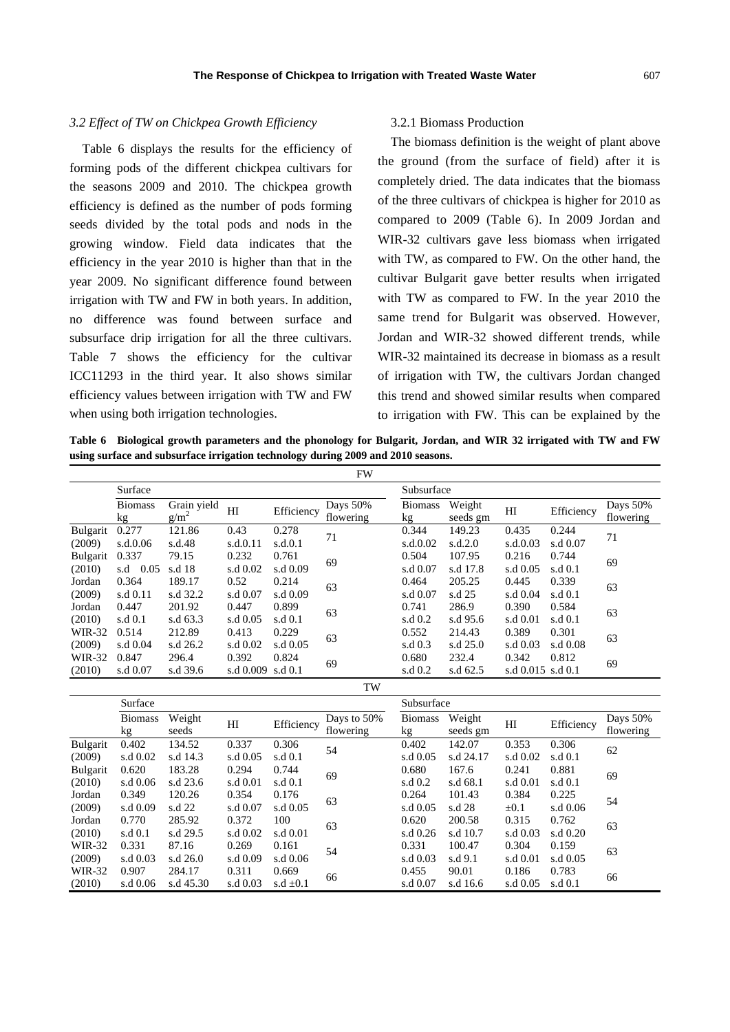### *3.2 Effect of TW on Chickpea Growth Efficiency*

Table 6 displays the results for the efficiency of forming pods of the different chickpea cultivars for the seasons 2009 and 2010. The chickpea growth efficiency is defined as the number of pods forming seeds divided by the total pods and nods in the growing window. Field data indicates that the efficiency in the year 2010 is higher than that in the year 2009. No significant difference found between irrigation with TW and FW in both years. In addition, no difference was found between surface and subsurface drip irrigation for all the three cultivars. Table 7 shows the efficiency for the cultivar ICC11293 in the third year. It also shows similar efficiency values between irrigation with TW and FW when using both irrigation technologies.

3.2.1 Biomass Production

The biomass definition is the weight of plant above the ground (from the surface of field) after it is completely dried. The data indicates that the biomass of the three cultivars of chickpea is higher for 2010 as compared to 2009 (Table 6). In 2009 Jordan and WIR-32 cultivars gave less biomass when irrigated with TW, as compared to FW. On the other hand, the cultivar Bulgarit gave better results when irrigated with TW as compared to FW. In the year 2010 the same trend for Bulgarit was observed. However, Jordan and WIR-32 showed different trends, while WIR-32 maintained its decrease in biomass as a result of irrigation with TW, the cultivars Jordan changed this trend and showed similar results when compared to irrigation with FW. This can be explained by the

**Table 6 Biological growth parameters and the phonology for Bulgarit, Jordan, and WIR 32 irrigated with TW and FW using surface and subsurface irrigation technology during 2009 and 2010 seasons.**

| | FW | | | | | | | | | |
|---|---|---|---|---|---|---|---|---|---|---|
| | Surface | | | | | Subsurface | | | | |
| | Biomass kg | Grain yield $g/m^2$ | HI | Efficiency | Days 50% flowering | Biomass kg | Weight seeds gm | HI | Efficiency | Days 50% flowering |
| Bulgarit (2009) | 0.277 s.d.0.06 | 121.86 s.d.48 | 0.43 s.d.0.11 | 0.278 s.d.0.1 | 71 | 0.344 s.d.0.02 | 149.23 s.d.2.0 | 0.435 s.d.0.03 | 0.244 s.d 0.07 | 71 |
| Bulgarit (2010) | 0.337 s.d 0.05 | 79.15 s.d 18 | 0.232 s.d 0.02 | 0.761 s.d 0.09 | 69 | 0.504 s.d 0.07 | 107.95 s.d 17.8 | 0.216 s.d 0.05 | 0.744 s.d 0.1 | 69 |
| Jordan (2009) | 0.364 s.d 0.11 | 189.17 s.d 32.2 | 0.52 s.d 0.07 | 0.214 s.d 0.09 | 63 | 0.464 s.d 0.07 | 205.25 s.d 25 | 0.445 s.d 0.04 | 0.339 s.d 0.1 | 63 |
| Jordan (2010) | 0.447 s.d 0.1 | 201.92 s.d 63.3 | 0.447 s.d 0.05 | 0.899 s.d 0.1 | 63 | 0.741 s.d 0.2 | 286.9 s.d 95.6 | 0.390 s.d 0.01 | 0.584 s.d 0.1 | 63 |
| WIR-32 (2009) | 0.514 s.d 0.04 | 212.89 s.d 26.2 | 0.413 s.d 0.02 | 0.229 s.d 0.05 | 63 | 0.552 s.d 0.3 | 214.43 s.d 25.0 | 0.389 s.d 0.03 | 0.301 s.d 0.08 | 63 |
| WIR-32 (2010) | 0.847 s.d 0.07 | 296.4 s.d 39.6 | 0.392 s.d 0.009 | 0.824 s.d 0.1 | 69 | 0.680 s.d 0.2 | 232.4 s.d 62.5 | 0.342 s.d 0.015 | 0.812 s.d 0.1 | 69 |
| | TW | | | | | | | | | |
| | Surface | | | | | Subsurface | | | | |
| | Biomass kg | Weight seeds | HI | Efficiency | Days to 50% flowering | Biomass kg | Weight seeds gm | HI | Efficiency | Days 50% flowering |
| Bulgarit (2009) | 0.402 s.d 0.02 | 134.52 s.d 14.3 | 0.337 s.d 0.05 | 0.306 s.d 0.1 | 54 | 0.402 s.d 0.05 | 142.07 s.d 24.17 | 0.353 s.d 0.02 | 0.306 s.d 0.1 | 62 |
| Bulgarit (2010) | 0.620 s.d 0.06 | 183.28 s.d 23.6 | 0.294 s.d 0.01 | 0.744 s.d 0.1 | 69 | 0.680 s.d 0.2 | 167.6 s.d 68.1 | 0.241 s.d 0.01 | 0.881 s.d 0.1 | 69 |
| Jordan (2009) | 0.349 s.d 0.09 | 120.26 s.d 22 | 0.354 s.d 0.07 | 0.176 s.d 0.05 | 63 | 0.264 s.d 0.05 | 101.43 s.d 28 | 0.384 ±0.1 | 0.225 s.d 0.06 | 54 |
| Jordan (2010) | 0.770 s.d 0.1 | 285.92 s.d 29.5 | 0.372 s.d 0.02 | 100 s.d 0.01 | 63 | 0.620 s.d 0.26 | 200.58 s.d 10.7 | 0.315 s.d 0.03 | 0.762 s.d 0.20 | 63 |
| WIR-32 (2009) | 0.331 s.d 0.03 | 87.16 s.d 26.0 | 0.269 s.d 0.09 | 0.161 s.d 0.06 | 54 | 0.331 s.d 0.03 | 100.47 s.d 9.1 | 0.304 s.d 0.01 | 0.159 s.d 0.05 | 63 |
| WIR-32 (2010) | 0.907 s.d 0.06 | 284.17 s.d 45.30 | 0.311 s.d 0.03 | 0.669 s.d ±0.1 | 66 | 0.455 s.d 0.07 | 90.01 s.d 16.6 | 0.186 s.d 0.05 | 0.783 s.d 0.1 | 66 |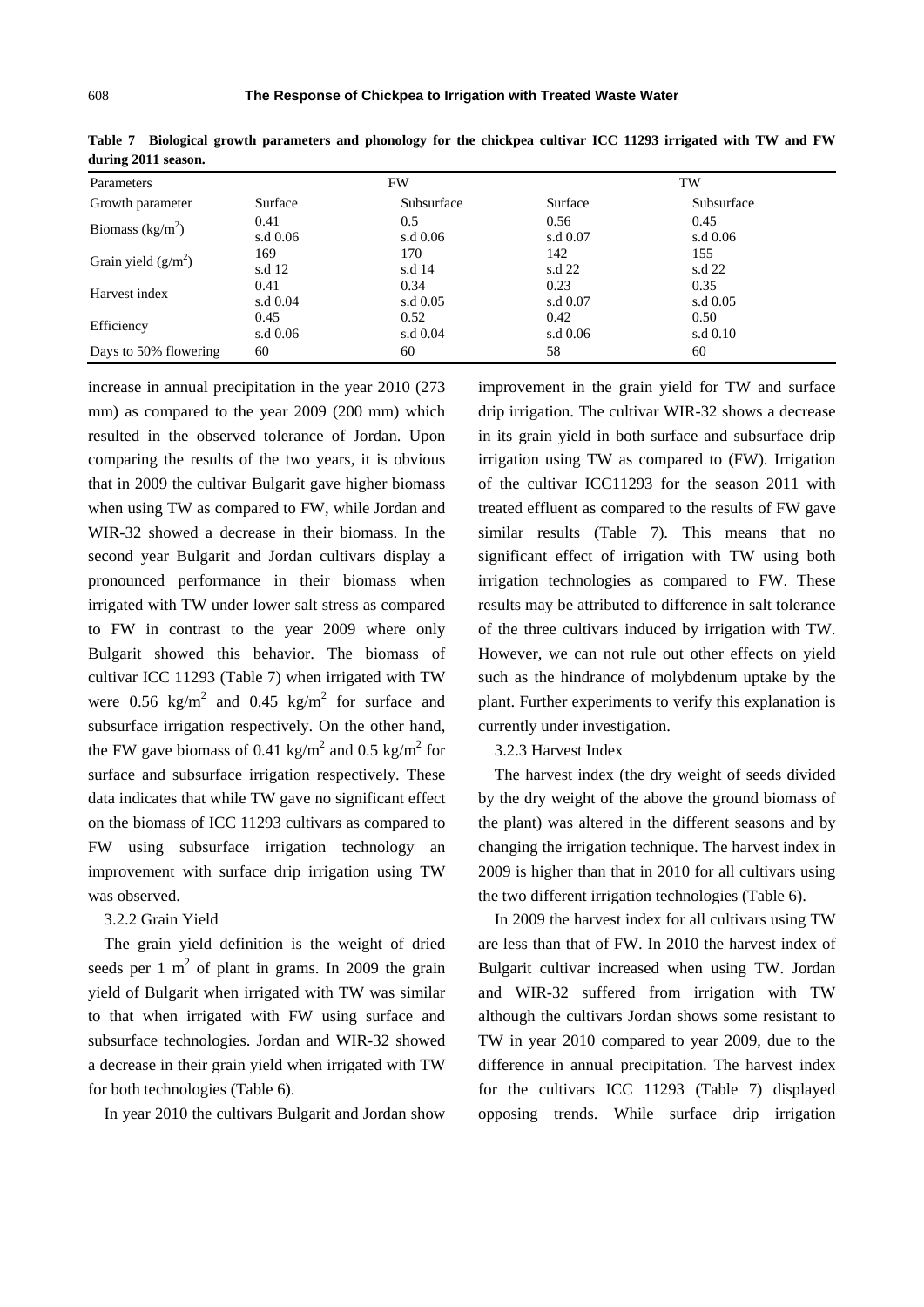**Table 7 Biological growth parameters and phonology for the chickpea cultivar ICC 11293 irrigated with TW and FW during 2011 season.**

| Parameters | FW | | TW | |
|---|---|---|---|---|
| Growth parameter | Surface | Subsurface | Surface | Subsurface |
| Biomass ($kg/m^2$) | 0.41<br>s.d 0.06 | 0.5<br>s.d 0.06 | 0.56<br>s.d 0.07 | 0.45<br>s.d 0.06 |
| Grain yield ($g/m^2$) | 169<br>s.d 12 | 170<br>s.d 14 | 142<br>s.d 22 | 155<br>s.d 22 |
| Harvest index | 0.41<br>s.d 0.04 | 0.34<br>s.d 0.05 | 0.23<br>s.d 0.07 | 0.35<br>s.d 0.05 |
| Efficiency | 0.45<br>s.d 0.06 | 0.52<br>s.d 0.04 | 0.42<br>s.d 0.06 | 0.50<br>s.d 0.10 |
| Days to 50% flowering | 60 | 60 | 58 | 60 |

increase in annual precipitation in the year 2010 (273 mm) as compared to the year 2009 (200 mm) which resulted in the observed tolerance of Jordan. Upon comparing the results of the two years, it is obvious that in 2009 the cultivar Bulgarit gave higher biomass when using TW as compared to FW, while Jordan and WIR-32 showed a decrease in their biomass. In the second year Bulgarit and Jordan cultivars display a pronounced performance in their biomass when irrigated with TW under lower salt stress as compared to FW in contrast to the year 2009 where only Bulgarit showed this behavior. The biomass of cultivar ICC 11293 (Table 7) when irrigated with TW were 0.56 $kg/m^2$ and 0.45 $kg/m^2$ for surface and subsurface irrigation respectively. On the other hand, the FW gave biomass of 0.41 $kg/m^2$ and 0.5 $kg/m^2$ for surface and subsurface irrigation respectively. These data indicates that while TW gave no significant effect on the biomass of ICC 11293 cultivars as compared to FW using subsurface irrigation technology an improvement with surface drip irrigation using TW was observed.

3.2.2 Grain Yield

The grain yield definition is the weight of dried seeds per 1 $m^2$ of plant in grams. In 2009 the grain yield of Bulgarit when irrigated with TW was similar to that when irrigated with FW using surface and subsurface technologies. Jordan and WIR-32 showed a decrease in their grain yield when irrigated with TW for both technologies (Table 6).

In year 2010 the cultivars Bulgarit and Jordan show improvement in the grain yield for TW and surface drip irrigation. The cultivar WIR-32 shows a decrease in its grain yield in both surface and subsurface drip irrigation using TW as compared to (FW). Irrigation of the cultivar ICC11293 for the season 2011 with treated effluent as compared to the results of FW gave similar results (Table 7). This means that no significant effect of irrigation with TW using both irrigation technologies as compared to FW. These results may be attributed to difference in salt tolerance of the three cultivars induced by irrigation with TW. However, we can not rule out other effects on yield such as the hindrance of molybdenum uptake by the plant. Further experiments to verify this explanation is currently under investigation.

3.2.3 Harvest Index

The harvest index (the dry weight of seeds divided by the dry weight of the above the ground biomass of the plant) was altered in the different seasons and by changing the irrigation technique. The harvest index in 2009 is higher than that in 2010 for all cultivars using the two different irrigation technologies (Table 6).

In 2009 the harvest index for all cultivars using TW are less than that of FW. In 2010 the harvest index of Bulgarit cultivar increased when using TW. Jordan and WIR-32 suffered from irrigation with TW although the cultivars Jordan shows some resistant to TW in year 2010 compared to year 2009, due to the difference in annual precipitation. The harvest index for the cultivars ICC 11293 (Table 7) displayed opposing trends. While surface drip irrigation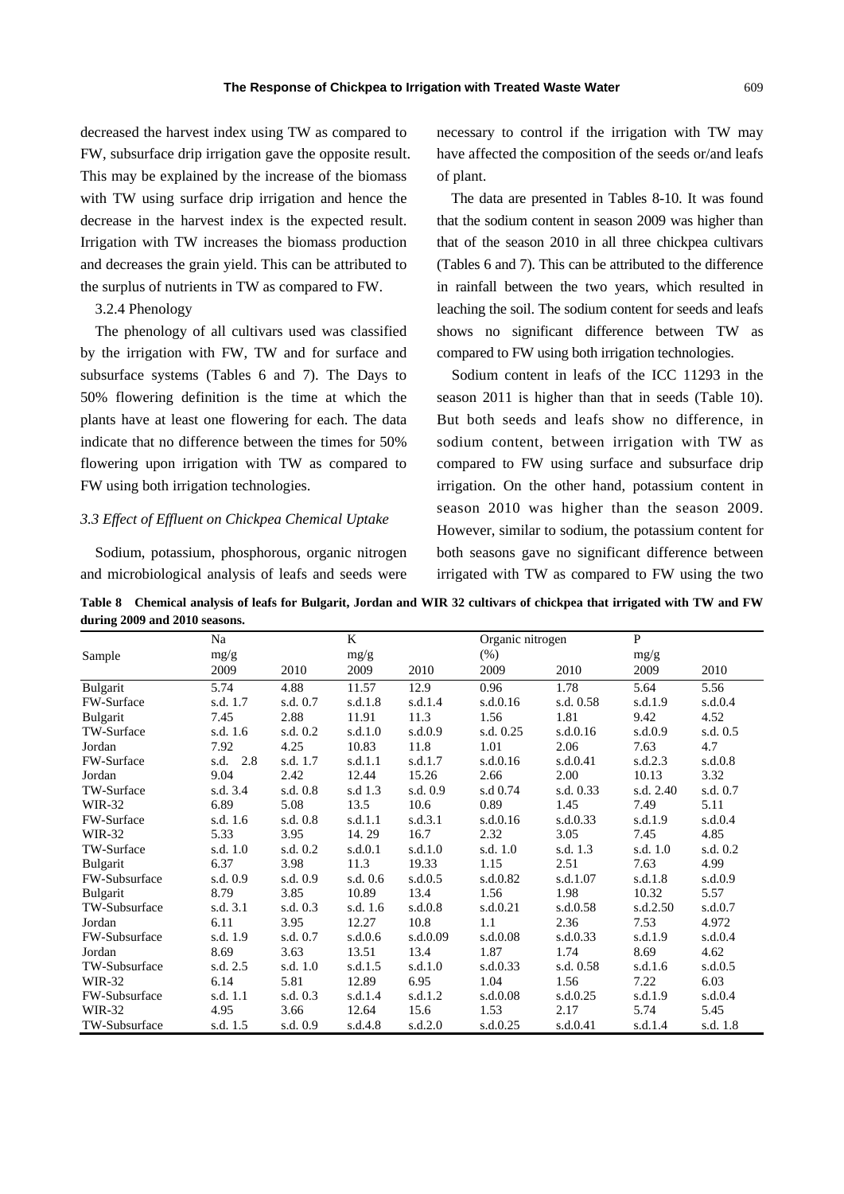decreased the harvest index using TW as compared to FW, subsurface drip irrigation gave the opposite result. This may be explained by the increase of the biomass with TW using surface drip irrigation and hence the decrease in the harvest index is the expected result. Irrigation with TW increases the biomass production and decreases the grain yield. This can be attributed to the surplus of nutrients in TW as compared to FW.

3.2.4 Phenology

The phenology of all cultivars used was classified by the irrigation with FW, TW and for surface and subsurface systems (Tables 6 and 7). The Days to 50% flowering definition is the time at which the plants have at least one flowering for each. The data indicate that no difference between the times for 50% flowering upon irrigation with TW as compared to FW using both irrigation technologies.

### *3.3 Effect of Effluent on Chickpea Chemical Uptake*

Sodium, potassium, phosphorous, organic nitrogen and microbiological analysis of leafs and seeds were necessary to control if the irrigation with TW may have affected the composition of the seeds or/and leafs of plant.

The data are presented in Tables 8-10. It was found that the sodium content in season 2009 was higher than that of the season 2010 in all three chickpea cultivars (Tables 6 and 7). This can be attributed to the difference in rainfall between the two years, which resulted in leaching the soil. The sodium content for seeds and leafs shows no significant difference between TW as compared to FW using both irrigation technologies.

Sodium content in leafs of the ICC 11293 in the season 2011 is higher than that in seeds (Table 10). But both seeds and leafs show no difference, in sodium content, between irrigation with TW as compared to FW using surface and subsurface drip irrigation. On the other hand, potassium content in season 2010 was higher than the season 2009. However, similar to sodium, the potassium content for both seasons gave no significant difference between irrigated with TW as compared to FW using the two

**Table 8 Chemical analysis of leafs for Bulgarit, Jordan and WIR 32 cultivars of chickpea that irrigated with TW and FW during 2009 and 2010 seasons.**

| Sample | Na mg/g | | K mg/g | | Organic nitrogen (%) | | P mg/g | |
|---|---|---|---|---|---|---|---|---|
| | 2009 | 2010 | 2009 | 2010 | 2009 | 2010 | 2009 | 2010 |
| Bulgarit | 5.74 | 4.88 | 11.57 | 12.9 | 0.96 | 1.78 | 5.64 | 5.56 |
| FW-Surface | s.d. 1.7 | s.d. 0.7 | s.d.1.8 | s.d.1.4 | s.d.0.16 | s.d. 0.58 | s.d.1.9 | s.d.0.4 |
| Bulgarit | 7.45 | 2.88 | 11.91 | 11.3 | 1.56 | 1.81 | 9.42 | 4.52 |
| TW-Surface | s.d. 1.6 | s.d. 0.2 | s.d.1.0 | s.d.0.9 | s.d. 0.25 | s.d.0.16 | s.d.0.9 | s.d. 0.5 |
| Jordan | 7.92 | 4.25 | 10.83 | 11.8 | 1.01 | 2.06 | 7.63 | 4.7 |
| FW-Surface | s.d. 2.8 | s.d. 1.7 | s.d.1.1 | s.d.1.7 | s.d.0.16 | s.d.0.41 | s.d.2.3 | s.d.0.8 |
| Jordan | 9.04 | 2.42 | 12.44 | 15.26 | 2.66 | 2.00 | 10.13 | 3.32 |
| TW-Surface | s.d. 3.4 | s.d. 0.8 | s.d 1.3 | s.d. 0.9 | s.d 0.74 | s.d. 0.33 | s.d. 2.40 | s.d. 0.7 |
| WIR-32 | 6.89 | 5.08 | 13.5 | 10.6 | 0.89 | 1.45 | 7.49 | 5.11 |
| FW-Surface | s.d. 1.6 | s.d. 0.8 | s.d.1.1 | s.d.3.1 | s.d.0.16 | s.d.0.33 | s.d.1.9 | s.d.0.4 |
| WIR-32 | 5.33 | 3.95 | 14. 29 | 16.7 | 2.32 | 3.05 | 7.45 | 4.85 |
| TW-Surface | s.d. 1.0 | s.d. 0.2 | s.d.0.1 | s.d.1.0 | s.d. 1.0 | s.d. 1.3 | s.d. 1.0 | s.d. 0.2 |
| Bulgarit | 6.37 | 3.98 | 11.3 | 19.33 | 1.15 | 2.51 | 7.63 | 4.99 |
| FW-Subsurface | s.d. 0.9 | s.d. 0.9 | s.d. 0.6 | s.d.0.5 | s.d.0.82 | s.d.1.07 | s.d.1.8 | s.d.0.9 |
| Bulgarit | 8.79 | 3.85 | 10.89 | 13.4 | 1.56 | 1.98 | 10.32 | 5.57 |
| TW-Subsurface | s.d. 3.1 | s.d. 0.3 | s.d. 1.6 | s.d.0.8 | s.d.0.21 | s.d.0.58 | s.d.2.50 | s.d.0.7 |
| Jordan | 6.11 | 3.95 | 12.27 | 10.8 | 1.1 | 2.36 | 7.53 | 4.972 |
| FW-Subsurface | s.d. 1.9 | s.d. 0.7 | s.d.0.6 | s.d.0.09 | s.d.0.08 | s.d.0.33 | s.d.1.9 | s.d.0.4 |
| Jordan | 8.69 | 3.63 | 13.51 | 13.4 | 1.87 | 1.74 | 8.69 | 4.62 |
| TW-Subsurface | s.d. 2.5 | s.d. 1.0 | s.d.1.5 | s.d.1.0 | s.d.0.33 | s.d. 0.58 | s.d.1.6 | s.d.0.5 |
| WIR-32 | 6.14 | 5.81 | 12.89 | 6.95 | 1.04 | 1.56 | 7.22 | 6.03 |
| FW-Subsurface | s.d. 1.1 | s.d. 0.3 | s.d.1.4 | s.d.1.2 | s.d.0.08 | s.d.0.25 | s.d.1.9 | s.d.0.4 |
| WIR-32 | 4.95 | 3.66 | 12.64 | 15.6 | 1.53 | 2.17 | 5.74 | 5.45 |
| TW-Subsurface | s.d. 1.5 | s.d. 0.9 | s.d.4.8 | s.d.2.0 | s.d.0.25 | s.d.0.41 | s.d.1.4 | s.d. 1.8 |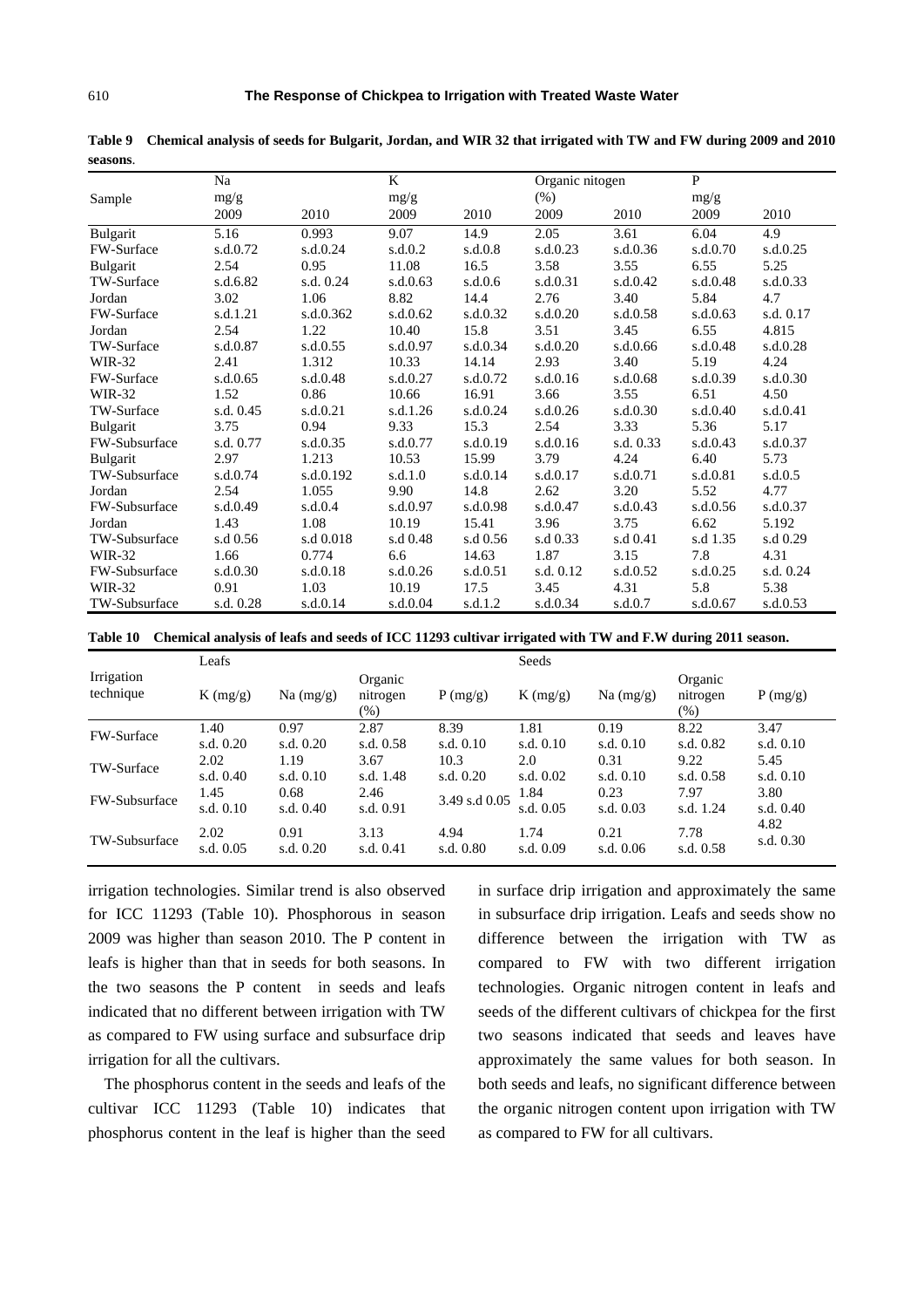**Table 9 Chemical analysis of seeds for Bulgarit, Jordan, and WIR 32 that irrigated with TW and FW during 2009 and 2010 seasons**.

| Sample | Na mg/g 2009 | Na mg/g 2010 | K mg/g 2009 | K mg/g 2010 | Organic nitogen (%) 2009 | Organic nitogen (%) 2010 | P mg/g 2009 | P mg/g 2010 |
|---|---|---|---|---|---|---|---|---|
| Bulgarit | 5.16 | 0.993 | 9.07 | 14.9 | 2.05 | 3.61 | 6.04 | 4.9 |
| FW-Surface | s.d.0.72 | s.d.0.24 | s.d.0.2 | s.d.0.8 | s.d.0.23 | s.d.0.36 | s.d.0.70 | s.d.0.25 |
| Bulgarit | 2.54 | 0.95 | 11.08 | 16.5 | 3.58 | 3.55 | 6.55 | 5.25 |
| TW-Surface | s.d.6.82 | s.d. 0.24 | s.d.0.63 | s.d.0.6 | s.d.0.31 | s.d.0.42 | s.d.0.48 | s.d.0.33 |
| Jordan | 3.02 | 1.06 | 8.82 | 14.4 | 2.76 | 3.40 | 5.84 | 4.7 |
| FW-Surface | s.d.1.21 | s.d.0.362 | s.d.0.62 | s.d.0.32 | s.d.0.20 | s.d.0.58 | s.d.0.63 | s.d. 0.17 |
| Jordan | 2.54 | 1.22 | 10.40 | 15.8 | 3.51 | 3.45 | 6.55 | 4.815 |
| TW-Surface | s.d.0.87 | s.d.0.55 | s.d.0.97 | s.d.0.34 | s.d.0.20 | s.d.0.66 | s.d.0.48 | s.d.0.28 |
| WIR-32 | 2.41 | 1.312 | 10.33 | 14.14 | 2.93 | 3.40 | 5.19 | 4.24 |
| FW-Surface | s.d.0.65 | s.d.0.48 | s.d.0.27 | s.d.0.72 | s.d.0.16 | s.d.0.68 | s.d.0.39 | s.d.0.30 |
| WIR-32 | 1.52 | 0.86 | 10.66 | 16.91 | 3.66 | 3.55 | 6.51 | 4.50 |
| TW-Surface | s.d. 0.45 | s.d.0.21 | s.d.1.26 | s.d.0.24 | s.d.0.26 | s.d.0.30 | s.d.0.40 | s.d.0.41 |
| Bulgarit | 3.75 | 0.94 | 9.33 | 15.3 | 2.54 | 3.33 | 5.36 | 5.17 |
| FW-Subsurface | s.d. 0.77 | s.d.0.35 | s.d.0.77 | s.d.0.19 | s.d.0.16 | s.d. 0.33 | s.d.0.43 | s.d.0.37 |
| Bulgarit | 2.97 | 1.213 | 10.53 | 15.99 | 3.79 | 4.24 | 6.40 | 5.73 |
| TW-Subsurface | s.d.0.74 | s.d.0.192 | s.d.1.0 | s.d.0.14 | s.d.0.17 | s.d.0.71 | s.d.0.81 | s.d.0.5 |
| Jordan | 2.54 | 1.055 | 9.90 | 14.8 | 2.62 | 3.20 | 5.52 | 4.77 |
| FW-Subsurface | s.d.0.49 | s.d.0.4 | s.d.0.97 | s.d.0.98 | s.d.0.47 | s.d.0.43 | s.d.0.56 | s.d.0.37 |
| Jordan | 1.43 | 1.08 | 10.19 | 15.41 | 3.96 | 3.75 | 6.62 | 5.192 |
| TW-Subsurface | s.d 0.56 | s.d 0.018 | s.d 0.48 | s.d 0.56 | s.d 0.33 | s.d 0.41 | s.d 1.35 | s.d 0.29 |
| WIR-32 | 1.66 | 0.774 | 6.6 | 14.63 | 1.87 | 3.15 | 7.8 | 4.31 |
| FW-Subsurface | s.d.0.30 | s.d.0.18 | s.d.0.26 | s.d.0.51 | s.d. 0.12 | s.d.0.52 | s.d.0.25 | s.d. 0.24 |
| WIR-32 | 0.91 | 1.03 | 10.19 | 17.5 | 3.45 | 4.31 | 5.8 | 5.38 |
| TW-Subsurface | s.d. 0.28 | s.d.0.14 | s.d.0.04 | s.d.1.2 | s.d.0.34 | s.d.0.7 | s.d.0.67 | s.d.0.53 |

**Table 10 Chemical analysis of leafs and seeds of ICC 11293 cultivar irrigated with TW and F.W during 2011 season.**

| Irrigation technique | Leafs K (mg/g) | Leafs Na (mg/g) | Leafs Organic nitrogen (%) | Leafs P (mg/g) | Seeds K (mg/g) | Seeds Na (mg/g) | Seeds Organic nitrogen (%) | Seeds P (mg/g) |
|---|---|---|---|---|---|---|---|---|
| FW-Surface | 1.40 s.d. 0.20 | 0.97 s.d. 0.20 | 2.87 s.d. 0.58 | 8.39 s.d. 0.10 | 1.81 s.d. 0.10 | 0.19 s.d. 0.10 | 8.22 s.d. 0.82 | 3.47 s.d. 0.10 |
| TW-Surface | 2.02 s.d. 0.40 | 1.19 s.d. 0.10 | 3.67 s.d. 1.48 | 10.3 s.d. 0.20 | 2.0 s.d. 0.02 | 0.31 s.d. 0.10 | 9.22 s.d. 0.58 | 5.45 s.d. 0.10 |
| FW-Subsurface | 1.45 s.d. 0.10 | 0.68 s.d. 0.40 | 2.46 s.d. 0.91 | 3.49 s.d 0.05 | 1.84 s.d. 0.05 | 0.23 s.d. 0.03 | 7.97 s.d. 1.24 | 3.80 s.d. 0.40 |
| TW-Subsurface | 2.02 s.d. 0.05 | 0.91 s.d. 0.20 | 3.13 s.d. 0.41 | 4.94 s.d. 0.80 | 1.74 s.d. 0.09 | 0.21 s.d. 0.06 | 7.78 s.d. 0.58 | 4.82 s.d. 0.30 |

irrigation technologies. Similar trend is also observed for ICC 11293 (Table 10). Phosphorous in season 2009 was higher than season 2010. The P content in leafs is higher than that in seeds for both seasons. In the two seasons the P content in seeds and leafs indicated that no different between irrigation with TW as compared to FW using surface and subsurface drip irrigation for all the cultivars.

The phosphorus content in the seeds and leafs of the cultivar ICC 11293 (Table 10) indicates that phosphorus content in the leaf is higher than the seed in surface drip irrigation and approximately the same in subsurface drip irrigation. Leafs and seeds show no difference between the irrigation with TW as compared to FW with two different irrigation technologies. Organic nitrogen content in leafs and seeds of the different cultivars of chickpea for the first two seasons indicated that seeds and leaves have approximately the same values for both season. In both seeds and leafs, no significant difference between the organic nitrogen content upon irrigation with TW as compared to FW for all cultivars.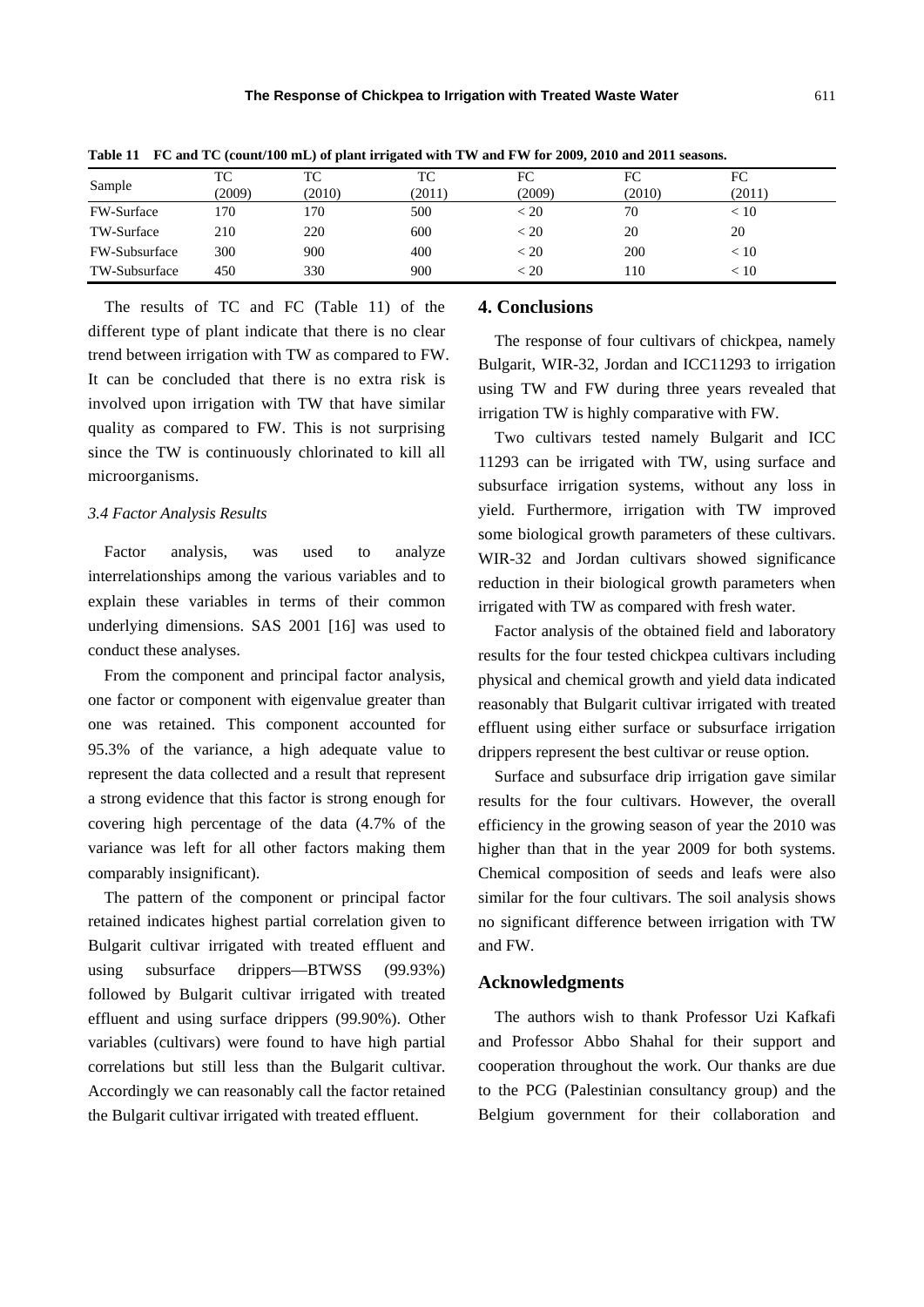**Table 11 FC and TC (count/100 mL) of plant irrigated with TW and FW for 2009, 2010 and 2011 seasons.**

| Sample | TC (2009) | TC (2010) | TC (2011) | FC (2009) | FC (2010) | FC (2011) |
|---|---|---|---|---|---|---|
| FW-Surface | 170 | 170 | 500 | < 20 | 70 | < 10 |
| TW-Surface | 210 | 220 | 600 | < 20 | 20 | 20 |
| FW-Subsurface | 300 | 900 | 400 | < 20 | 200 | < 10 |
| TW-Subsurface | 450 | 330 | 900 | < 20 | 110 | < 10 |

The results of TC and FC (Table 11) of the different type of plant indicate that there is no clear trend between irrigation with TW as compared to FW. It can be concluded that there is no extra risk is involved upon irrigation with TW that have similar quality as compared to FW. This is not surprising since the TW is continuously chlorinated to kill all microorganisms.

### *3.4 Factor Analysis Results*

Factor analysis, was used to analyze interrelationships among the various variables and to explain these variables in terms of their common underlying dimensions. SAS 2001 [16] was used to conduct these analyses.

From the component and principal factor analysis, one factor or component with eigenvalue greater than one was retained. This component accounted for 95.3% of the variance, a high adequate value to represent the data collected and a result that represent a strong evidence that this factor is strong enough for covering high percentage of the data (4.7% of the variance was left for all other factors making them comparably insignificant).

The pattern of the component or principal factor retained indicates highest partial correlation given to Bulgarit cultivar irrigated with treated effluent and using subsurface drippers—BTWSS (99.93%) followed by Bulgarit cultivar irrigated with treated effluent and using surface drippers (99.90%). Other variables (cultivars) were found to have high partial correlations but still less than the Bulgarit cultivar. Accordingly we can reasonably call the factor retained the Bulgarit cultivar irrigated with treated effluent.

## 4. Conclusions

The response of four cultivars of chickpea, namely Bulgarit, WIR-32, Jordan and ICC11293 to irrigation using TW and FW during three years revealed that irrigation TW is highly comparative with FW.

Two cultivars tested namely Bulgarit and ICC 11293 can be irrigated with TW, using surface and subsurface irrigation systems, without any loss in yield. Furthermore, irrigation with TW improved some biological growth parameters of these cultivars. WIR-32 and Jordan cultivars showed significance reduction in their biological growth parameters when irrigated with TW as compared with fresh water.

Factor analysis of the obtained field and laboratory results for the four tested chickpea cultivars including physical and chemical growth and yield data indicated reasonably that Bulgarit cultivar irrigated with treated effluent using either surface or subsurface irrigation drippers represent the best cultivar or reuse option.

Surface and subsurface drip irrigation gave similar results for the four cultivars. However, the overall efficiency in the growing season of year the 2010 was higher than that in the year 2009 for both systems. Chemical composition of seeds and leafs were also similar for the four cultivars. The soil analysis shows no significant difference between irrigation with TW and FW.

## Acknowledgments

The authors wish to thank Professor Uzi Kafkafi and Professor Abbo Shahal for their support and cooperation throughout the work. Our thanks are due to the PCG (Palestinian consultancy group) and the Belgium government for their collaboration and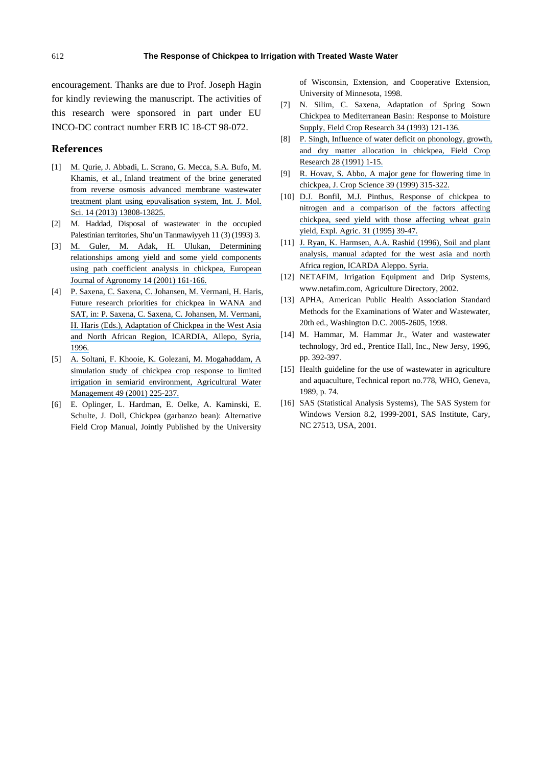encouragement. Thanks are due to Prof. Joseph Hagin for kindly reviewing the manuscript. The activities of this research were sponsored in part under EU INCO-DC contract number ERB IC 18-CT 98-072.

## References

[1] M. Qurie, J. Abbadi, L. Scrano, G. Mecca, S.A. Bufo, M. Khamis, et al., Inland treatment of the brine generated from reverse osmosis advanced membrane wastewater treatment plant using epuvalisation system, Int. J. Mol. Sci. 14 (2013) 13808-13825.

[2] M. Haddad, Disposal of wastewater in the occupied Palestinian territories, Shu'un Tanmawiyyeh 11 (3) (1993) 3.

[3] M. Guler, M. Adak, H. Ulukan, Determining relationships among yield and some yield components using path coefficient analysis in chickpea, European Journal of Agronomy 14 (2001) 161-166.

[4] P. Saxena, C. Saxena, C. Johansen, M. Vermani, H. Haris, Future research priorities for chickpea in WANA and SAT, in: P. Saxena, C. Saxena, C. Johansen, M. Vermani, H. Haris (Eds.), Adaptation of Chickpea in the West Asia and North African Region, ICARDIA, Allepo, Syria, 1996.

[5] A. Soltani, F. Khooie, K. Golezani, M. Mogahaddam, A simulation study of chickpea crop response to limited irrigation in semiarid environment, Agricultural Water Management 49 (2001) 225-237.

[6] E. Oplinger, L. Hardman, E. Oelke, A. Kaminski, E. Schulte, J. Doll, Chickpea (garbanzo bean): Alternative Field Crop Manual, Jointly Published by the University of Wisconsin, Extension, and Cooperative Extension, University of Minnesota, 1998.

[7] N. Silim, C. Saxena, Adaptation of Spring Sown Chickpea to Mediterranean Basin: Response to Moisture Supply, Field Crop Research 34 (1993) 121-136.

[8] P. Singh, Influence of water deficit on phonology, growth, and dry matter allocation in chickpea, Field Crop Research 28 (1991) 1-15.

[9] R. Hovav, S. Abbo, A major gene for flowering time in chickpea, J. Crop Science 39 (1999) 315-322.

[10] D.J. Bonfil, M.J. Pinthus, Response of chickpea to nitrogen and a comparison of the factors affecting chickpea, seed yield with those affecting wheat grain yield, Expl. Agric. 31 (1995) 39-47.

[11] J. Ryan, K. Harmsen, A.A. Rashid (1996), Soil and plant analysis, manual adapted for the west asia and north Africa region, ICARDA Aleppo. Syria.

[12] NETAFIM, Irrigation Equipment and Drip Systems, www.netafim.com, Agriculture Directory, 2002.

[13] APHA, American Public Health Association Standard Methods for the Examinations of Water and Wastewater, 20th ed., Washington D.C. 2005-2605, 1998.

[14] M. Hammar, M. Hammar Jr., Water and wastewater technology, 3rd ed., Prentice Hall, Inc., New Jersy, 1996, pp. 392-397.

[15] Health guideline for the use of wastewater in agriculture and aquaculture, Technical report no.778, WHO, Geneva, 1989, p. 74.

[16] SAS (Statistical Analysis Systems), The SAS System for Windows Version 8.2, 1999-2001, SAS Institute, Cary, NC 27513, USA, 2001.